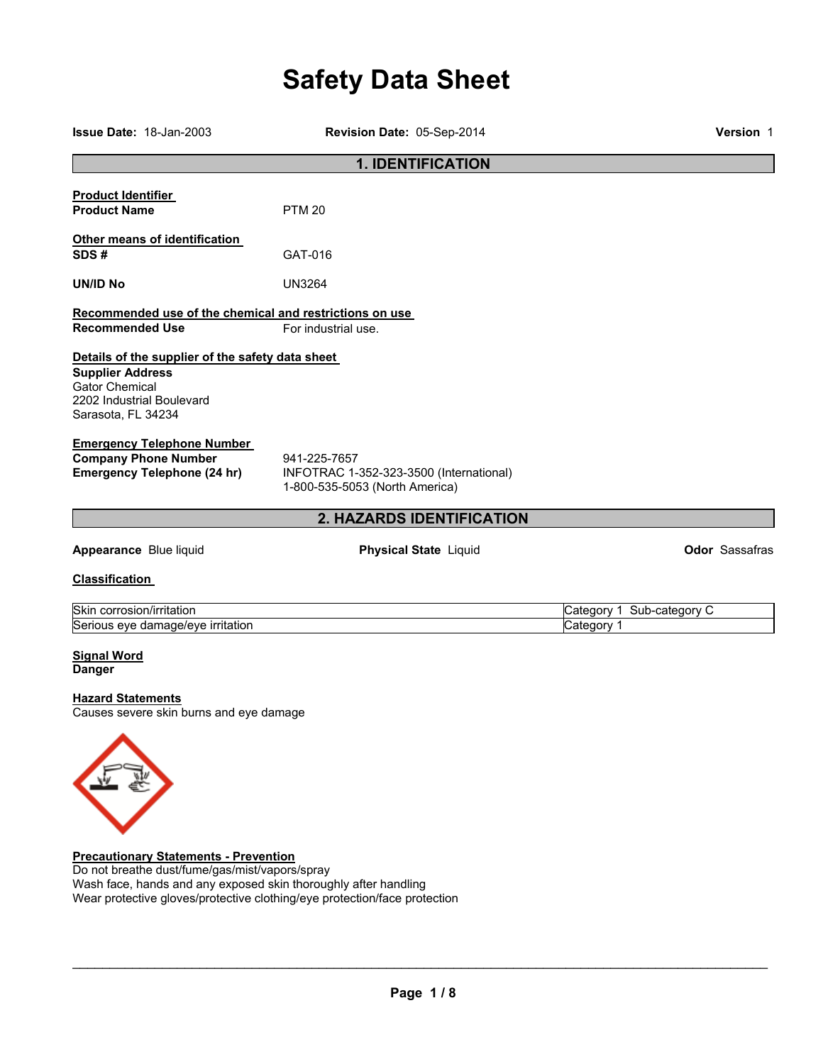# Safety Data Sheet

**Issue Date:** 18-Jan-2003 **Revision Date:** 05-Sep-2014 **Version** 1

## 1. IDENTIFICATION

**Product Identifier**

**Product Name** PTM 20

**Other means of identification**

**SDS #** GAT-016

**UN/ID No** UN3264

**Recommended use of the chemical and restrictions on use**

**Recommended Use** For industrial use.

**Details of the supplier of the safety data sheet**

**Supplier Address**
Gator Chemical
2202 Industrial Boulevard
Sarasota, FL 34234

**Emergency Telephone Number**

**Company Phone Number** 941-225-7657

**Emergency Telephone (24 hr)** INFOTRAC 1-352-323-3500 (International)
1-800-535-5053 (North America)

## 2. HAZARDS IDENTIFICATION

**Appearance** Blue liquid **Physical State** Liquid **Odor** Sassafras

**Classification**

| | |
|---|---|
| Skin corrosion/irritation | Category 1 Sub-category C |
| Serious eye damage/eye irritation | Category 1 |

**Signal Word**
**Danger**

**Hazard Statements**
Causes severe skin burns and eye damage

**Precautionary Statements - Prevention**
Do not breathe dust/fume/gas/mist/vapors/spray
Wash face, hands and any exposed skin thoroughly after handling
Wear protective gloves/protective clothing/eye protection/face protection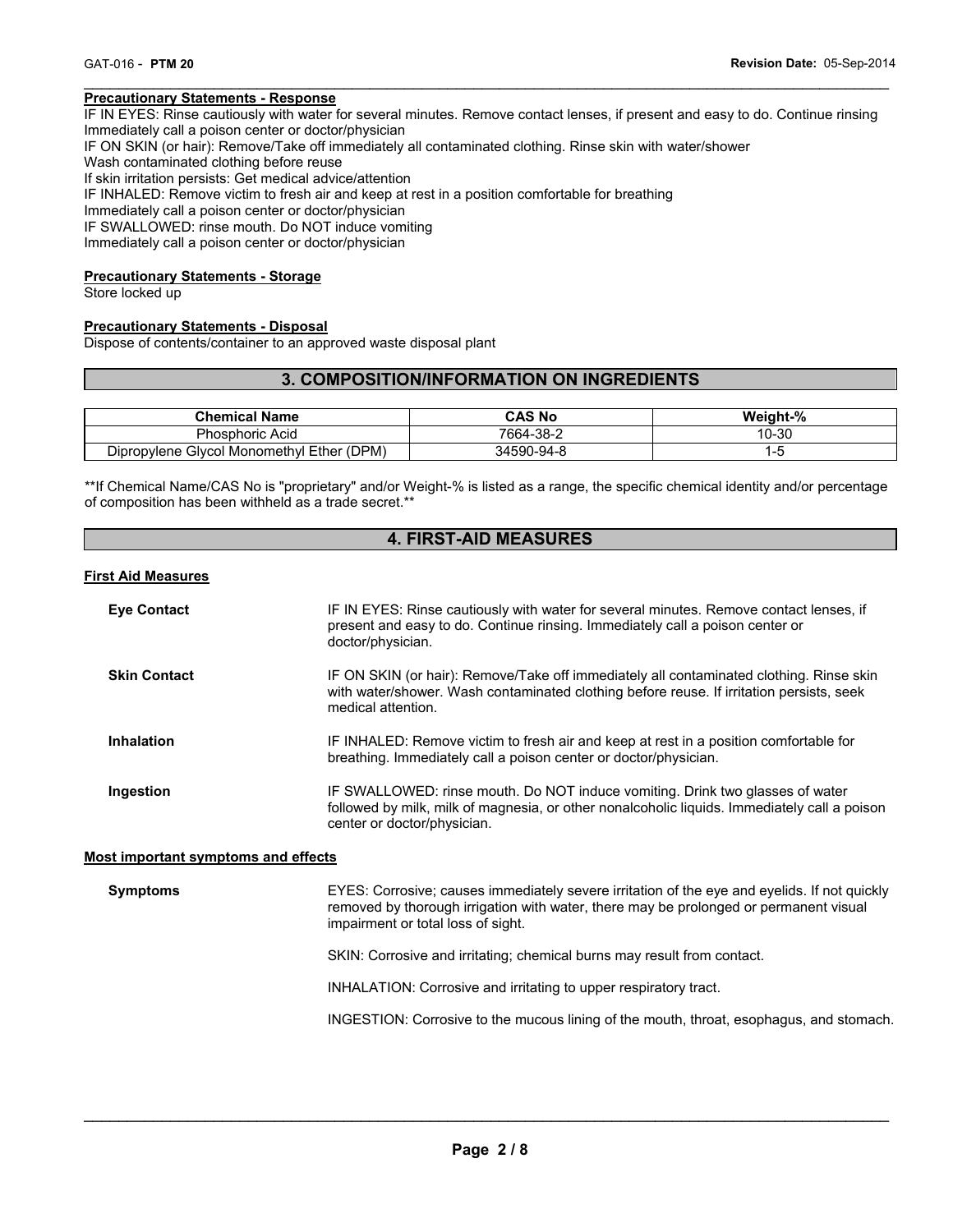**Precautionary Statements - Response**

IF IN EYES: Rinse cautiously with water for several minutes. Remove contact lenses, if present and easy to do. Continue rinsing
Immediately call a poison center or doctor/physician
IF ON SKIN (or hair): Remove/Take off immediately all contaminated clothing. Rinse skin with water/shower
Wash contaminated clothing before reuse
If skin irritation persists: Get medical advice/attention
IF INHALED: Remove victim to fresh air and keep at rest in a position comfortable for breathing
Immediately call a poison center or doctor/physician
IF SWALLOWED: rinse mouth. Do NOT induce vomiting
Immediately call a poison center or doctor/physician

**Precautionary Statements - Storage**

Store locked up

**Precautionary Statements - Disposal**

Dispose of contents/container to an approved waste disposal plant

## 3. COMPOSITION/INFORMATION ON INGREDIENTS

| Chemical Name | CAS No | Weight-% |
|---|---|---|
| Phosphoric Acid | 7664-38-2 | 10-30 |
| Dipropylene Glycol Monomethyl Ether (DPM) | 34590-94-8 | 1-5 |

**If Chemical Name/CAS No is "proprietary" and/or Weight-% is listed as a range, the specific chemical identity and/or percentage of composition has been withheld as a trade secret.**

## 4. FIRST-AID MEASURES

**First Aid Measures**

**Eye Contact**
IF IN EYES: Rinse cautiously with water for several minutes. Remove contact lenses, if present and easy to do. Continue rinsing. Immediately call a poison center or doctor/physician.

**Skin Contact**
IF ON SKIN (or hair): Remove/Take off immediately all contaminated clothing. Rinse skin with water/shower. Wash contaminated clothing before reuse. If irritation persists, seek medical attention.

**Inhalation**
IF INHALED: Remove victim to fresh air and keep at rest in a position comfortable for breathing. Immediately call a poison center or doctor/physician.

**Ingestion**
IF SWALLOWED: rinse mouth. Do NOT induce vomiting. Drink two glasses of water followed by milk, milk of magnesia, or other nonalcoholic liquids. Immediately call a poison center or doctor/physician.

**Most important symptoms and effects**

**Symptoms**
EYES: Corrosive; causes immediately severe irritation of the eye and eyelids. If not quickly removed by thorough irrigation with water, there may be prolonged or permanent visual impairment or total loss of sight.

SKIN: Corrosive and irritating; chemical burns may result from contact.

INHALATION: Corrosive and irritating to upper respiratory tract.

INGESTION: Corrosive to the mucous lining of the mouth, throat, esophagus, and stomach.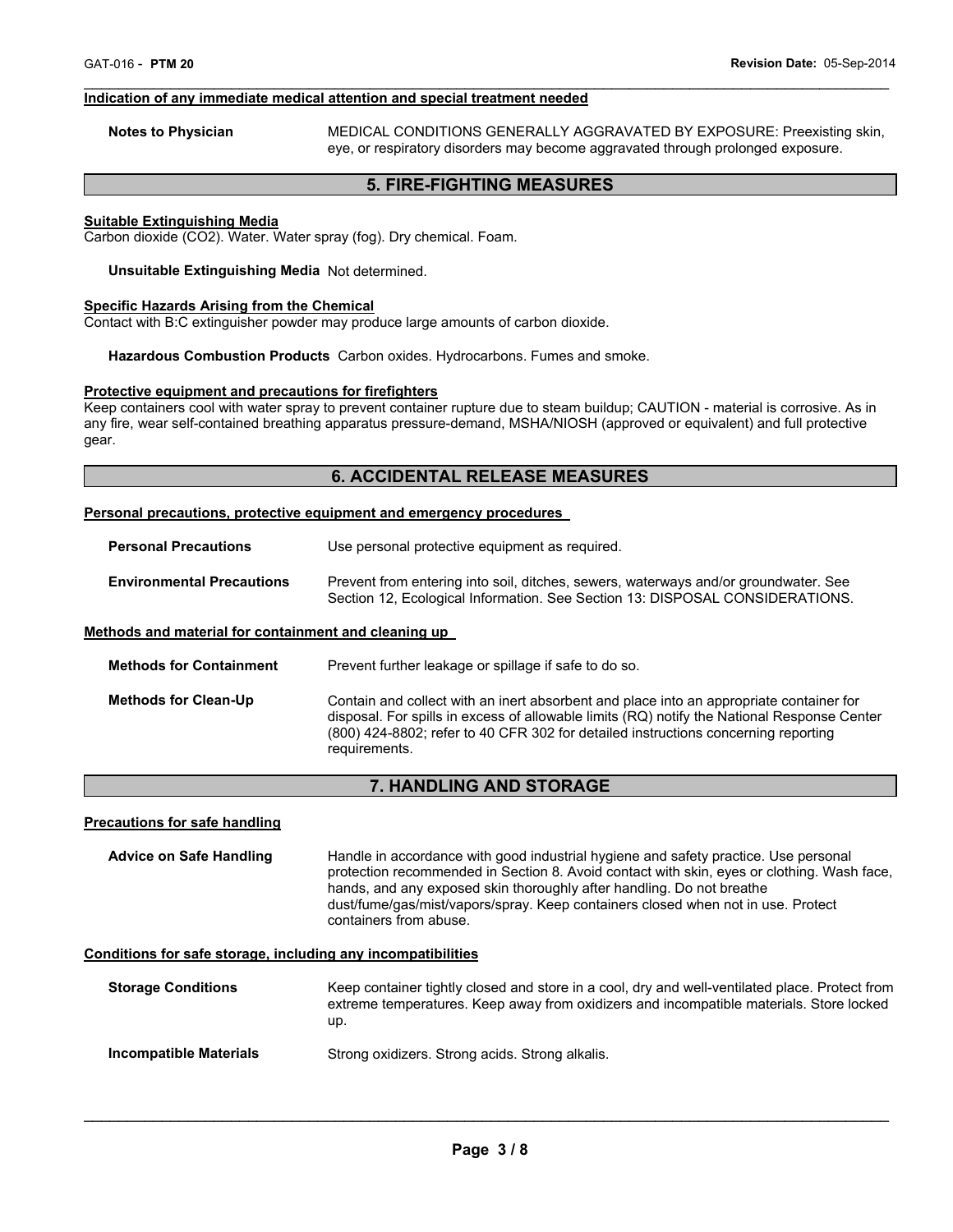#### Indication of any immediate medical attention and special treatment needed

**Notes to Physician** MEDICAL CONDITIONS GENERALLY AGGRAVATED BY EXPOSURE: Preexisting skin, eye, or respiratory disorders may become aggravated through prolonged exposure.

## 5. FIRE-FIGHTING MEASURES

#### Suitable Extinguishing Media

Carbon dioxide ($CO_2$). Water. Water spray (fog). Dry chemical. Foam.

**Unsuitable Extinguishing Media** Not determined.

#### Specific Hazards Arising from the Chemical

Contact with B:C extinguisher powder may produce large amounts of carbon dioxide.

**Hazardous Combustion Products** Carbon oxides. Hydrocarbons. Fumes and smoke.

#### Protective equipment and precautions for firefighters

Keep containers cool with water spray to prevent container rupture due to steam buildup; CAUTION - material is corrosive. As in any fire, wear self-contained breathing apparatus pressure-demand, MSHA/NIOSH (approved or equivalent) and full protective gear.

## 6. ACCIDENTAL RELEASE MEASURES

#### Personal precautions, protective equipment and emergency procedures

**Personal Precautions** Use personal protective equipment as required.

**Environmental Precautions** Prevent from entering into soil, ditches, sewers, waterways and/or groundwater. See Section 12, Ecological Information. See Section 13: DISPOSAL CONSIDERATIONS.

#### Methods and material for containment and cleaning up

**Methods for Containment** Prevent further leakage or spillage if safe to do so.

**Methods for Clean-Up** Contain and collect with an inert absorbent and place into an appropriate container for disposal. For spills in excess of allowable limits (RQ) notify the National Response Center (800) 424-8802; refer to 40 CFR 302 for detailed instructions concerning reporting requirements.

## 7. HANDLING AND STORAGE

#### Precautions for safe handling

**Advice on Safe Handling** Handle in accordance with good industrial hygiene and safety practice. Use personal protection recommended in Section 8. Avoid contact with skin, eyes or clothing. Wash face, hands, and any exposed skin thoroughly after handling. Do not breathe dust/fume/gas/mist/vapors/spray. Keep containers closed when not in use. Protect containers from abuse.

#### Conditions for safe storage, including any incompatibilities

**Storage Conditions** Keep container tightly closed and store in a cool, dry and well-ventilated place. Protect from extreme temperatures. Keep away from oxidizers and incompatible materials. Store locked up.

**Incompatible Materials** Strong oxidizers. Strong acids. Strong alkalis.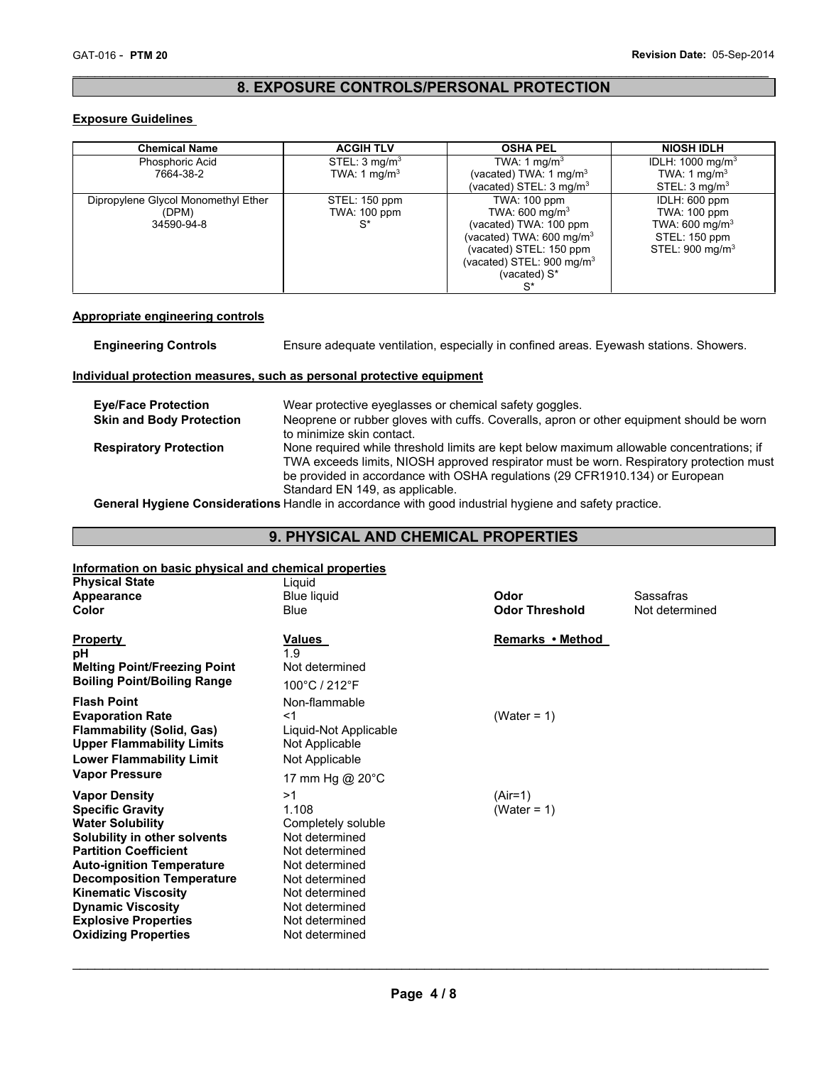## 8. EXPOSURE CONTROLS/PERSONAL PROTECTION

**Exposure Guidelines**

| Chemical Name | ACGIH TLV | OSHA PEL | NIOSH IDLH |
|---|---|---|---|
| Phosphoric Acid<br>7664-38-2 | STEL: 3 $mg/m^3$<br>TWA: 1 $mg/m^3$ | TWA: 1 $mg/m^3$<br>(vacated) TWA: 1 $mg/m^3$<br>(vacated) STEL: 3 $mg/m^3$ | IDLH: 1000 $mg/m^3$<br>TWA: 1 $mg/m^3$<br>STEL: 3 $mg/m^3$ |
| Dipropylene Glycol Monomethyl Ether<br>(DPM)<br>34590-94-8 | STEL: 150 ppm<br>TWA: 100 ppm<br>S* | TWA: 100 ppm<br>TWA: 600 $mg/m^3$<br>(vacated) TWA: 100 ppm<br>(vacated) TWA: 600 $mg/m^3$<br>(vacated) STEL: 150 ppm<br>(vacated) STEL: 900 $mg/m^3$<br>(vacated) S*<br>S* | IDLH: 600 ppm<br>TWA: 100 ppm<br>TWA: 600 $mg/m^3$<br>STEL: 150 ppm<br>STEL: 900 $mg/m^3$ |

**Appropriate engineering controls**

**Engineering Controls** Ensure adequate ventilation, especially in confined areas. Eyewash stations. Showers.

**Individual protection measures, such as personal protective equipment**

**Eye/Face Protection** Wear protective eyeglasses or chemical safety goggles.

**Skin and Body Protection** Neoprene or rubber gloves with cuffs. Coveralls, apron or other equipment should be worn to minimize skin contact.

**Respiratory Protection** None required while threshold limits are kept below maximum allowable concentrations; if TWA exceeds limits, NIOSH approved respirator must be worn. Respiratory protection must be provided in accordance with OSHA regulations (29 CFR1910.134) or European Standard EN 149, as applicable.

**General Hygiene Considerations** Handle in accordance with good industrial hygiene and safety practice.

## 9. PHYSICAL AND CHEMICAL PROPERTIES

**Information on basic physical and chemical properties**

**Physical State** Liquid

**Appearance** Blue liquid

**Color** Blue

**Odor** Sassafras

**Odor Threshold** Not determined

| Property | Values | Remarks • Method |
|---|---|---|
| **pH** | 1.9 | |
| **Melting Point/Freezing Point** | Not determined | |
| **Boiling Point/Boiling Range** | 100°C / 212°F | |
| **Flash Point** | Non-flammable | |
| **Evaporation Rate** | <1 | (Water = 1) |
| **Flammability (Solid, Gas)** | Liquid-Not Applicable | |
| **Upper Flammability Limits** | Not Applicable | |
| **Lower Flammability Limit** | Not Applicable | |
| **Vapor Pressure** | 17 mm Hg @ 20°C | |
| **Vapor Density** | >1 | (Air=1) |
| **Specific Gravity** | 1.108 | (Water = 1) |
| **Water Solubility** | Completely soluble | |
| **Solubility in other solvents** | Not determined | |
| **Partition Coefficient** | Not determined | |
| **Auto-ignition Temperature** | Not determined | |
| **Decomposition Temperature** | Not determined | |
| **Kinematic Viscosity** | Not determined | |
| **Dynamic Viscosity** | Not determined | |
| **Explosive Properties** | Not determined | |
| **Oxidizing Properties** | Not determined | |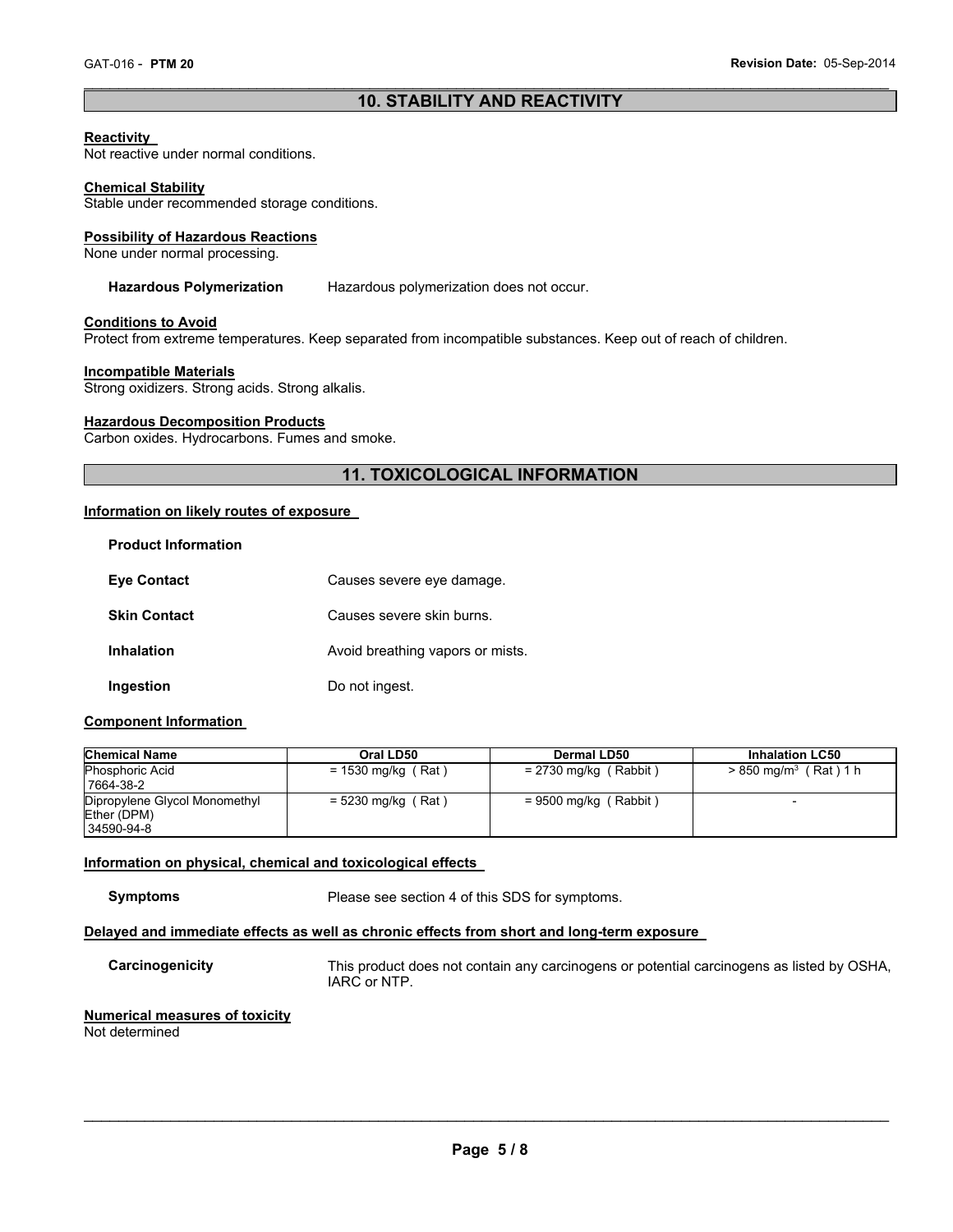## 10. STABILITY AND REACTIVITY

**Reactivity**
Not reactive under normal conditions.

**Chemical Stability**
Stable under recommended storage conditions.

**Possibility of Hazardous Reactions**
None under normal processing.

**Hazardous Polymerization** Hazardous polymerization does not occur.

**Conditions to Avoid**
Protect from extreme temperatures. Keep separated from incompatible substances. Keep out of reach of children.

**Incompatible Materials**
Strong oxidizers. Strong acids. Strong alkalis.

**Hazardous Decomposition Products**
Carbon oxides. Hydrocarbons. Fumes and smoke.

## 11. TOXICOLOGICAL INFORMATION

**Information on likely routes of exposure**

**Product Information**

**Eye Contact** Causes severe eye damage.

**Skin Contact** Causes severe skin burns.

**Inhalation** Avoid breathing vapors or mists.

**Ingestion** Do not ingest.

**Component Information**

| Chemical Name | Oral LD50 | Dermal LD50 | Inhalation LC50 |
|---|---|---|---|
| Phosphoric Acid<br>7664-38-2 | = 1530 mg/kg ( Rat ) | = 2730 mg/kg ( Rabbit ) | > 850 mg/m$^3$ ( Rat ) 1 h |
| Dipropylene Glycol Monomethyl Ether (DPM)<br>34590-94-8 | = 5230 mg/kg ( Rat ) | = 9500 mg/kg ( Rabbit ) | - |

**Information on physical, chemical and toxicological effects**

**Symptoms** Please see section 4 of this SDS for symptoms.

**Delayed and immediate effects as well as chronic effects from short and long-term exposure**

**Carcinogenicity** This product does not contain any carcinogens or potential carcinogens as listed by OSHA, IARC or NTP.

**Numerical measures of toxicity**
Not determined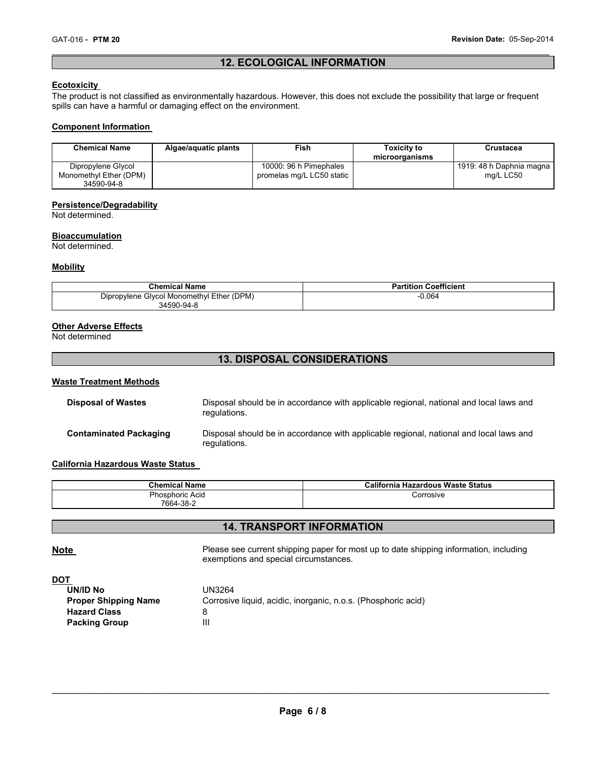## 12. ECOLOGICAL INFORMATION

**Ecotoxicity**

The product is not classified as environmentally hazardous. However, this does not exclude the possibility that large or frequent spills can have a harmful or damaging effect on the environment.

**Component Information**

| Chemical Name | Algae/aquatic plants | Fish | Toxicity to microorganisms | Crustacea |
|---|---|---|---|---|
| Dipropylene Glycol Monomethyl Ether (DPM) 34590-94-8 | | 10000: 96 h Pimephales promelas mg/L LC50 static | | 1919: 48 h Daphnia magna mg/L LC50 |

**Persistence/Degradability**

Not determined.

**Bioaccumulation**

Not determined.

**Mobility**

| Chemical Name | Partition Coefficient |
|---|---|
| Dipropylene Glycol Monomethyl Ether (DPM) 34590-94-8 | -0.064 |

**Other Adverse Effects**

Not determined

## 13. DISPOSAL CONSIDERATIONS

**Waste Treatment Methods**

**Disposal of Wastes** Disposal should be in accordance with applicable regional, national and local laws and regulations.

**Contaminated Packaging** Disposal should be in accordance with applicable regional, national and local laws and regulations.

**California Hazardous Waste Status**

| Chemical Name | California Hazardous Waste Status |
|---|---|
| Phosphoric Acid 7664-38-2 | Corrosive |

## 14. TRANSPORT INFORMATION

**Note** Please see current shipping paper for most up to date shipping information, including exemptions and special circumstances.

**DOT**

- **UN/ID No** UN3264
- **Proper Shipping Name** Corrosive liquid, acidic, inorganic, n.o.s. (Phosphoric acid)
- **Hazard Class** 8
- **Packing Group** III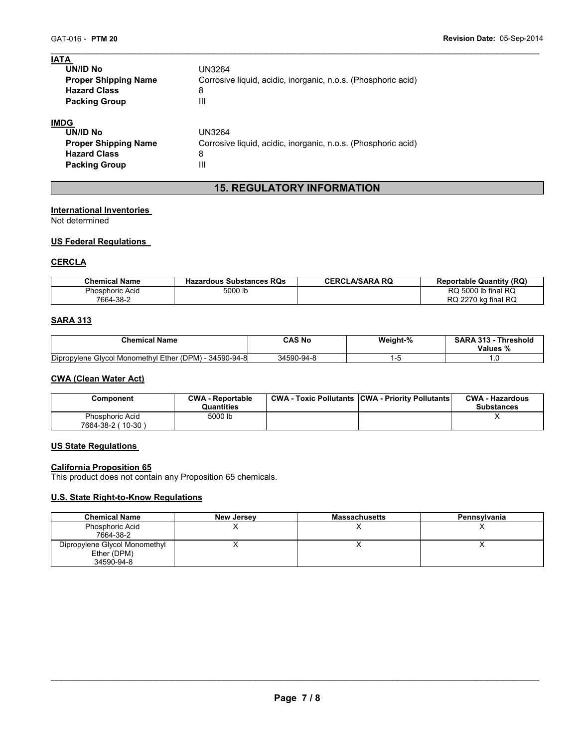**IATA**

| | |
|---|---|
| **UN/ID No** | UN3264 |
| **Proper Shipping Name** | Corrosive liquid, acidic, inorganic, n.o.s. (Phosphoric acid) |
| **Hazard Class** | 8 |
| **Packing Group** | III |

**IMDG**

| | |
|---|---|
| **UN/ID No** | UN3264 |
| **Proper Shipping Name** | Corrosive liquid, acidic, inorganic, n.o.s. (Phosphoric acid) |
| **Hazard Class** | 8 |
| **Packing Group** | III |

## 15. REGULATORY INFORMATION

**International Inventories**

Not determined

**US Federal Regulations**

**CERCLA**

| Chemical Name | Hazardous Substances RQs | CERCLA/SARA RQ | Reportable Quantity (RQ) |
|---|---|---|---|
| Phosphoric Acid 7664-38-2 | 5000 lb | | RQ 5000 lb final RQ RQ 2270 kg final RQ |

**SARA 313**

| Chemical Name | CAS No | Weight-% | SARA 313 - Threshold Values % |
|---|---|---|---|
| Dipropylene Glycol Monomethyl Ether (DPM) - 34590-94-8 | 34590-94-8 | 1-5 | 1.0 |

**CWA (Clean Water Act)**

| Component | CWA - Reportable Quantities | CWA - Toxic Pollutants | CWA - Priority Pollutants | CWA - Hazardous Substances |
|---|---|---|---|---|
| Phosphoric Acid 7664-38-2 ( 10-30 ) | 5000 lb | | | X |

**US State Regulations**

**California Proposition 65**

This product does not contain any Proposition 65 chemicals.

**U.S. State Right-to-Know Regulations**

| Chemical Name | New Jersey | Massachusetts | Pennsylvania |
|---|---|---|---|
| Phosphoric Acid 7664-38-2 | X | X | X |
| Dipropylene Glycol Monomethyl Ether (DPM) 34590-94-8 | X | X | X |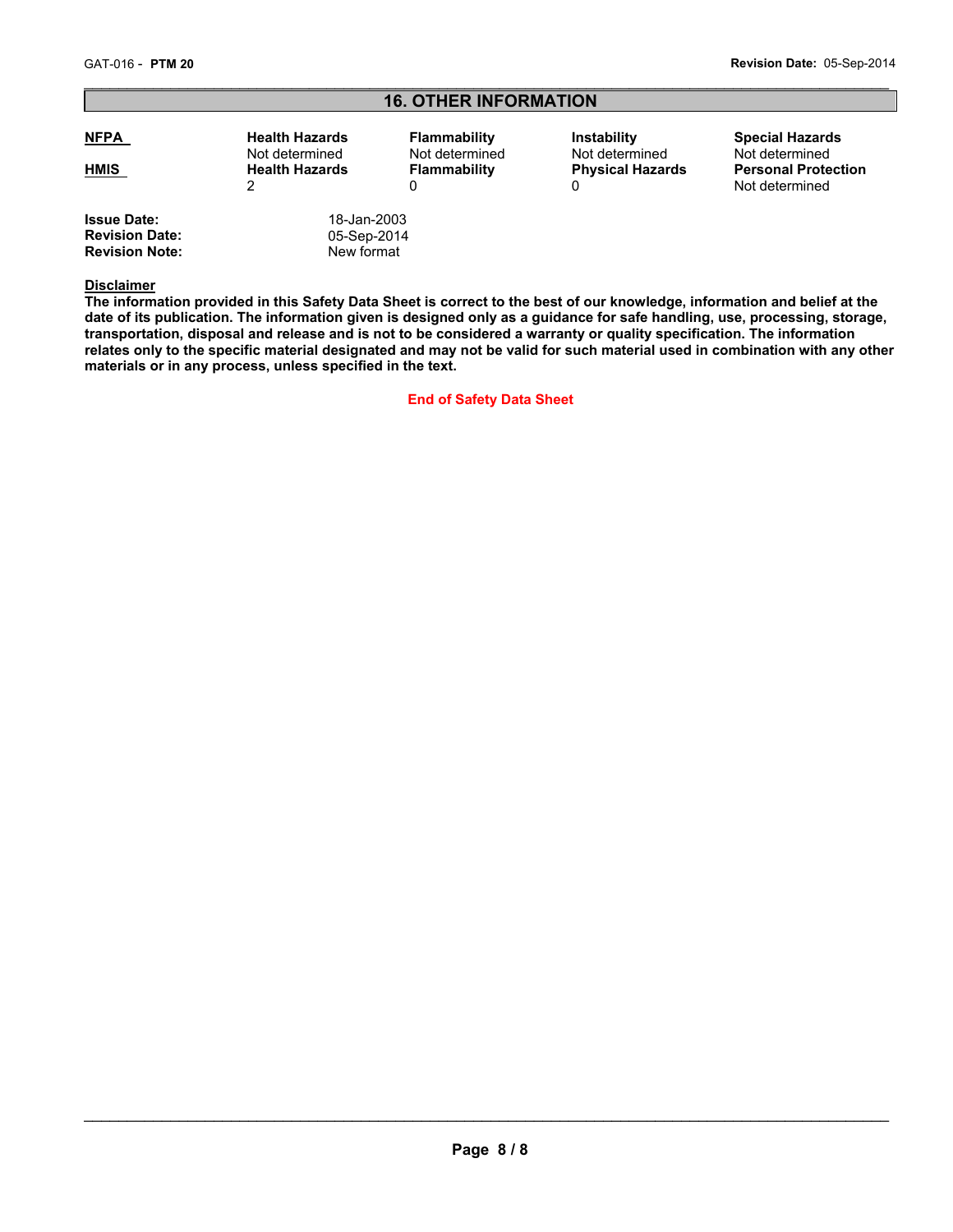## 16. OTHER INFORMATION

| | | | | |
|---|---|---|---|---|
| **NFPA** | **Health Hazards** | **Flammability** | **Instability** | **Special Hazards** |
| | Not determined | Not determined | Not determined | Not determined |
| **HMIS** | **Health Hazards** | **Flammability** | **Physical Hazards** | **Personal Protection** |
| | 2 | 0 | 0 | Not determined |

**Issue Date:** 18-Jan-2003
**Revision Date:** 05-Sep-2014
**Revision Note:** New format

**Disclaimer**

**The information provided in this Safety Data Sheet is correct to the best of our knowledge, information and belief at the date of its publication. The information given is designed only as a guidance for safe handling, use, processing, storage, transportation, disposal and release and is not to be considered a warranty or quality specification. The information relates only to the specific material designated and may not be valid for such material used in combination with any other materials or in any process, unless specified in the text.**

**End of Safety Data Sheet**